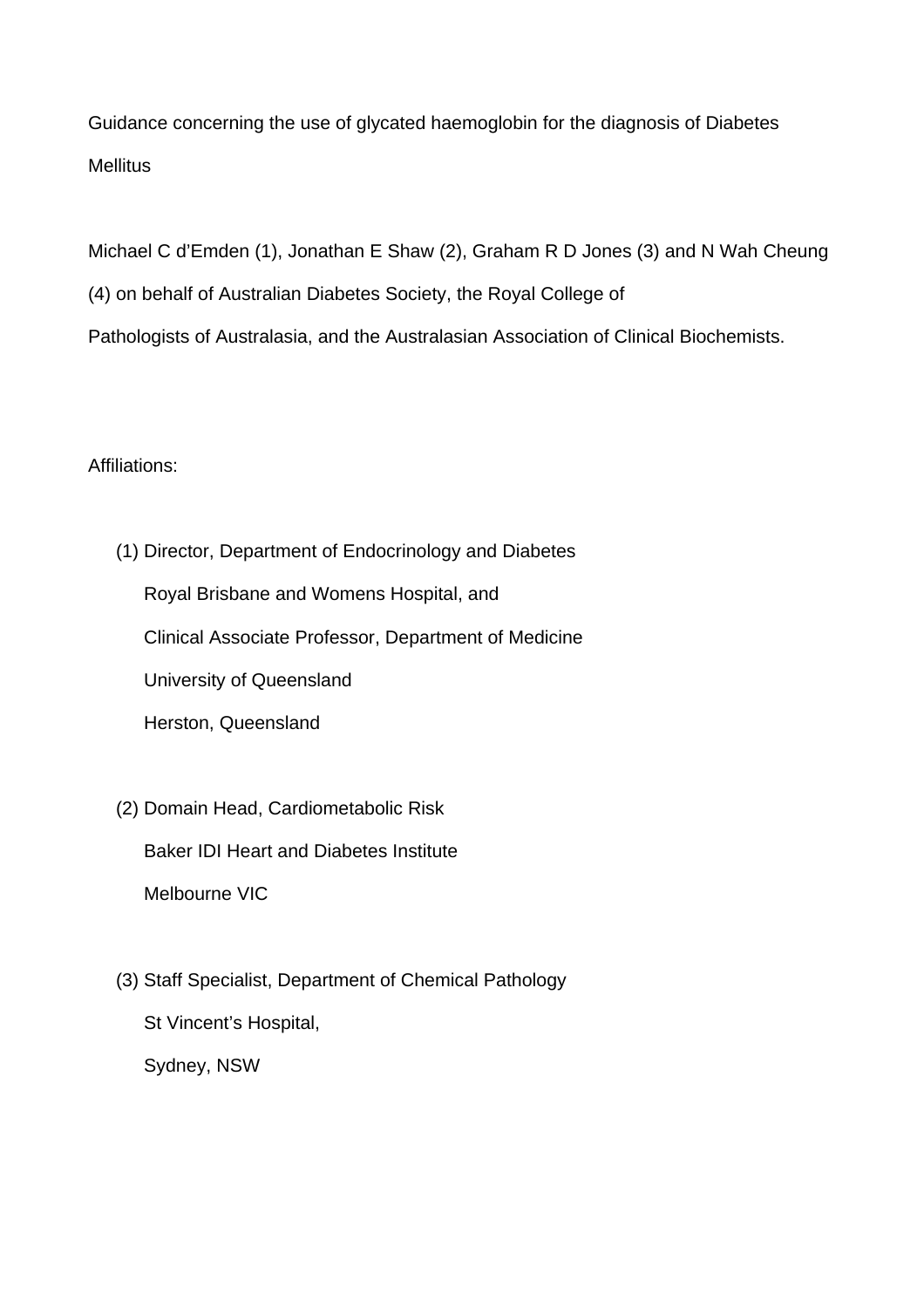# Guidance concerning the use of glycated haemoglobin for the diagnosis of Diabetes Mellitus

Michael C d'Emden (1), Jonathan E Shaw (2), Graham R D Jones (3) and N Wah Cheung (4) on behalf of Australian Diabetes Society, the Royal College of Pathologists of Australasia, and the Australasian Association of Clinical Biochemists.

Affiliations:

(1) Director, Department of Endocrinology and Diabetes
Royal Brisbane and Womens Hospital, and
Clinical Associate Professor, Department of Medicine
University of Queensland
Herston, Queensland

(2) Domain Head, Cardiometabolic Risk
Baker IDI Heart and Diabetes Institute
Melbourne VIC

(3) Staff Specialist, Department of Chemical Pathology
St Vincent's Hospital,
Sydney, NSW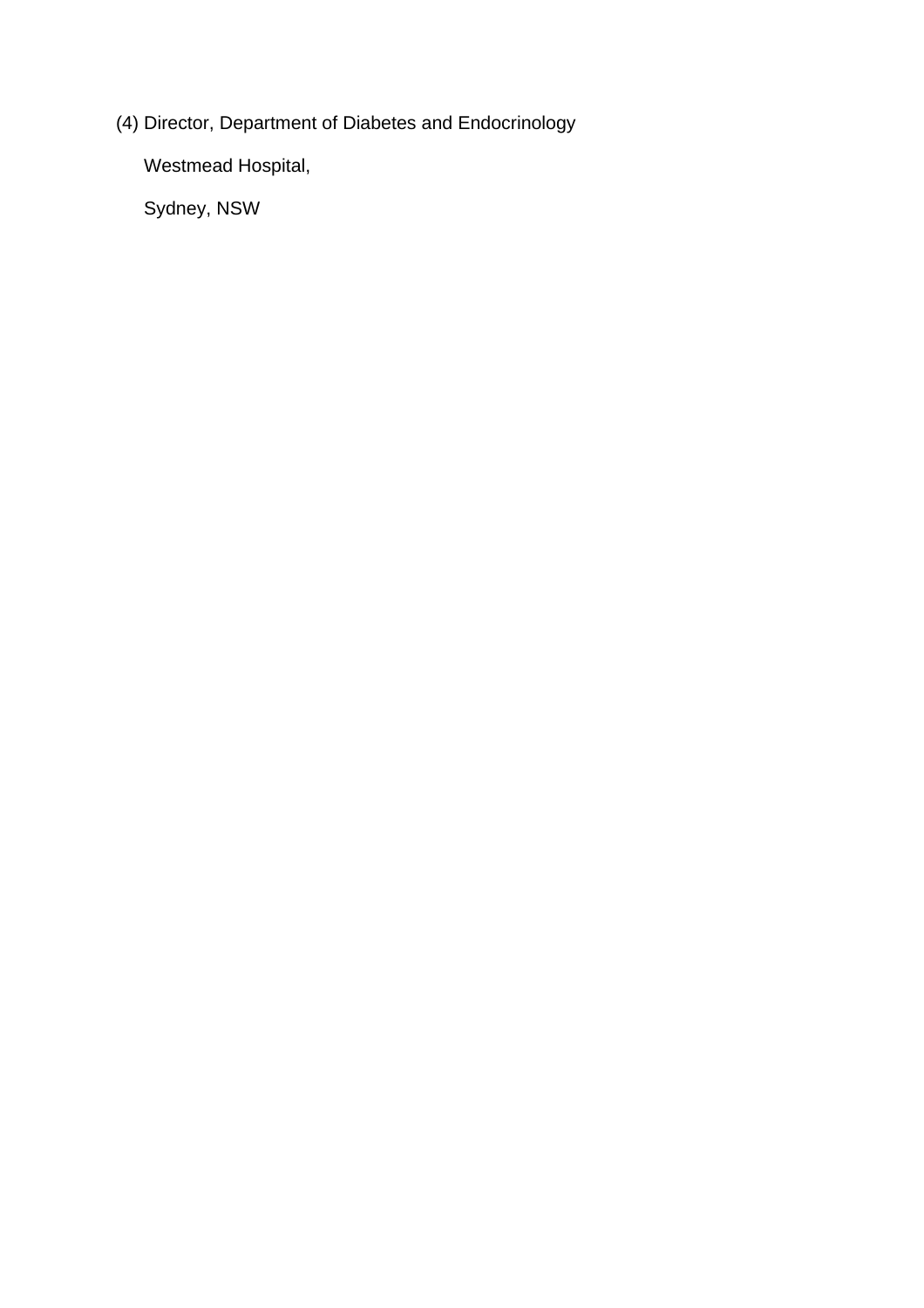(4) Director, Department of Diabetes and Endocrinology

Westmead Hospital,

Sydney, NSW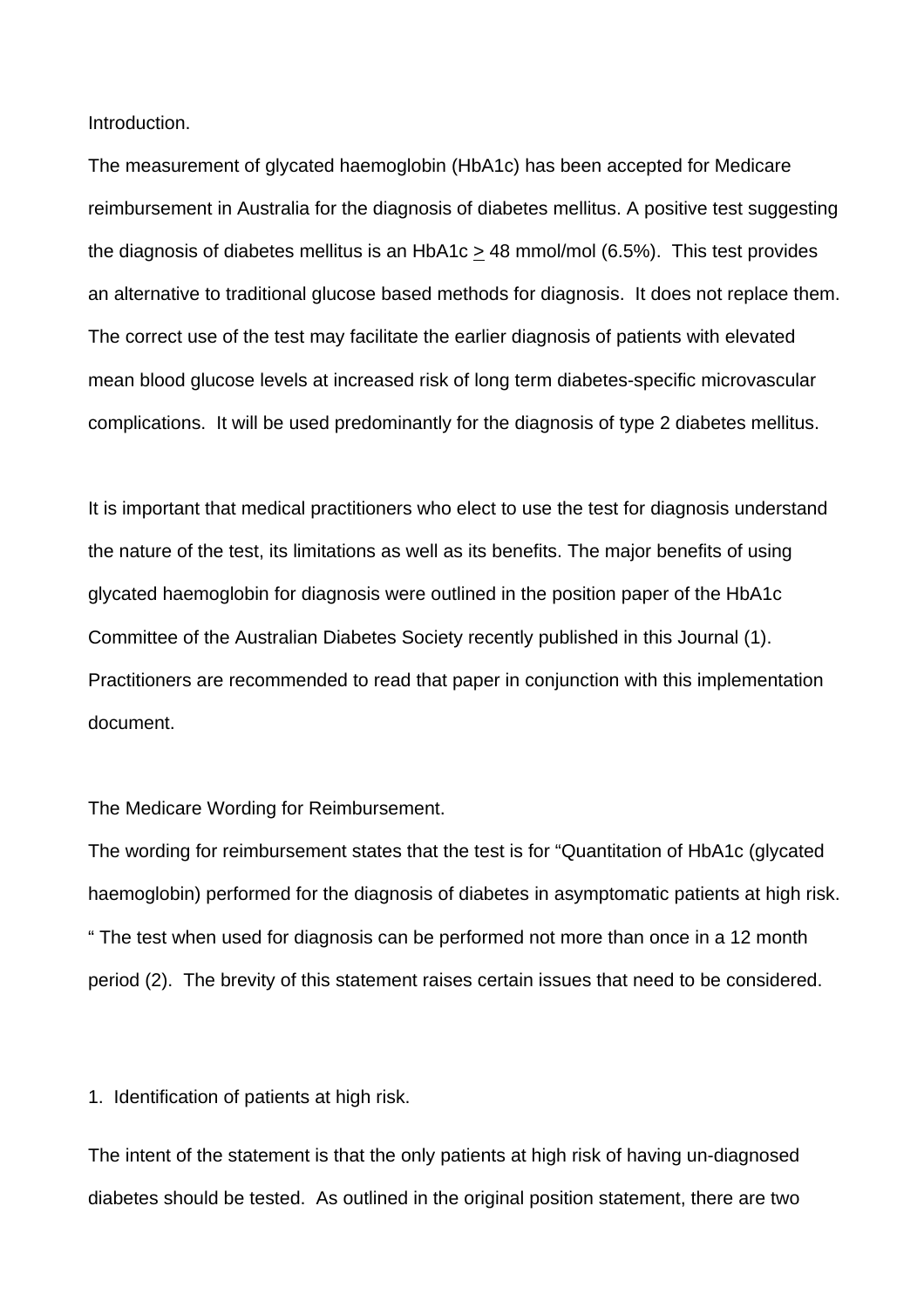Introduction.

The measurement of glycated haemoglobin (HbA1c) has been accepted for Medicare reimbursement in Australia for the diagnosis of diabetes mellitus. A positive test suggesting the diagnosis of diabetes mellitus is an HbA1c $\geq$ 48 mmol/mol (6.5%). This test provides an alternative to traditional glucose based methods for diagnosis. It does not replace them. The correct use of the test may facilitate the earlier diagnosis of patients with elevated mean blood glucose levels at increased risk of long term diabetes-specific microvascular complications. It will be used predominantly for the diagnosis of type 2 diabetes mellitus.

It is important that medical practitioners who elect to use the test for diagnosis understand the nature of the test, its limitations as well as its benefits. The major benefits of using glycated haemoglobin for diagnosis were outlined in the position paper of the HbA1c Committee of the Australian Diabetes Society recently published in this Journal (1). Practitioners are recommended to read that paper in conjunction with this implementation document.

The Medicare Wording for Reimbursement.

The wording for reimbursement states that the test is for "Quantitation of HbA1c (glycated haemoglobin) performed for the diagnosis of diabetes in asymptomatic patients at high risk. " The test when used for diagnosis can be performed not more than once in a 12 month period (2). The brevity of this statement raises certain issues that need to be considered.

1. Identification of patients at high risk.

The intent of the statement is that the only patients at high risk of having un-diagnosed diabetes should be tested. As outlined in the original position statement, there are two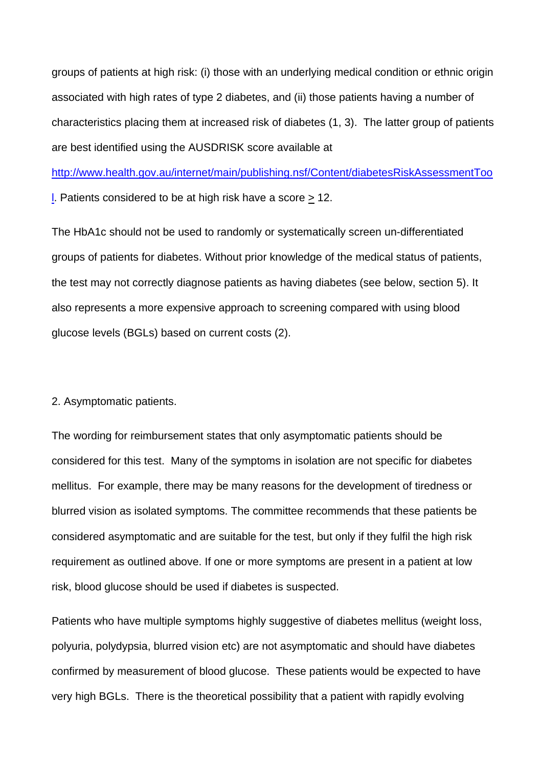groups of patients at high risk: (i) those with an underlying medical condition or ethnic origin associated with high rates of type 2 diabetes, and (ii) those patients having a number of characteristics placing them at increased risk of diabetes (1, 3). The latter group of patients are best identified using the AUSDRISK score available at [http://www.health.gov.au/internet/main/publishing.nsf/Content/diabetesRiskAssessmentTool](http://www.health.gov.au/internet/main/publishing.nsf/Content/diabetesRiskAssessmentTool). Patients considered to be at high risk have a score $\geq$ 12.

The HbA1c should not be used to randomly or systematically screen un-differentiated groups of patients for diabetes. Without prior knowledge of the medical status of patients, the test may not correctly diagnose patients as having diabetes (see below, section 5). It also represents a more expensive approach to screening compared with using blood glucose levels (BGLs) based on current costs (2).

2. Asymptomatic patients.

The wording for reimbursement states that only asymptomatic patients should be considered for this test. Many of the symptoms in isolation are not specific for diabetes mellitus. For example, there may be many reasons for the development of tiredness or blurred vision as isolated symptoms. The committee recommends that these patients be considered asymptomatic and are suitable for the test, but only if they fulfil the high risk requirement as outlined above. If one or more symptoms are present in a patient at low risk, blood glucose should be used if diabetes is suspected.

Patients who have multiple symptoms highly suggestive of diabetes mellitus (weight loss, polyuria, polydypsia, blurred vision etc) are not asymptomatic and should have diabetes confirmed by measurement of blood glucose. These patients would be expected to have very high BGLs. There is the theoretical possibility that a patient with rapidly evolving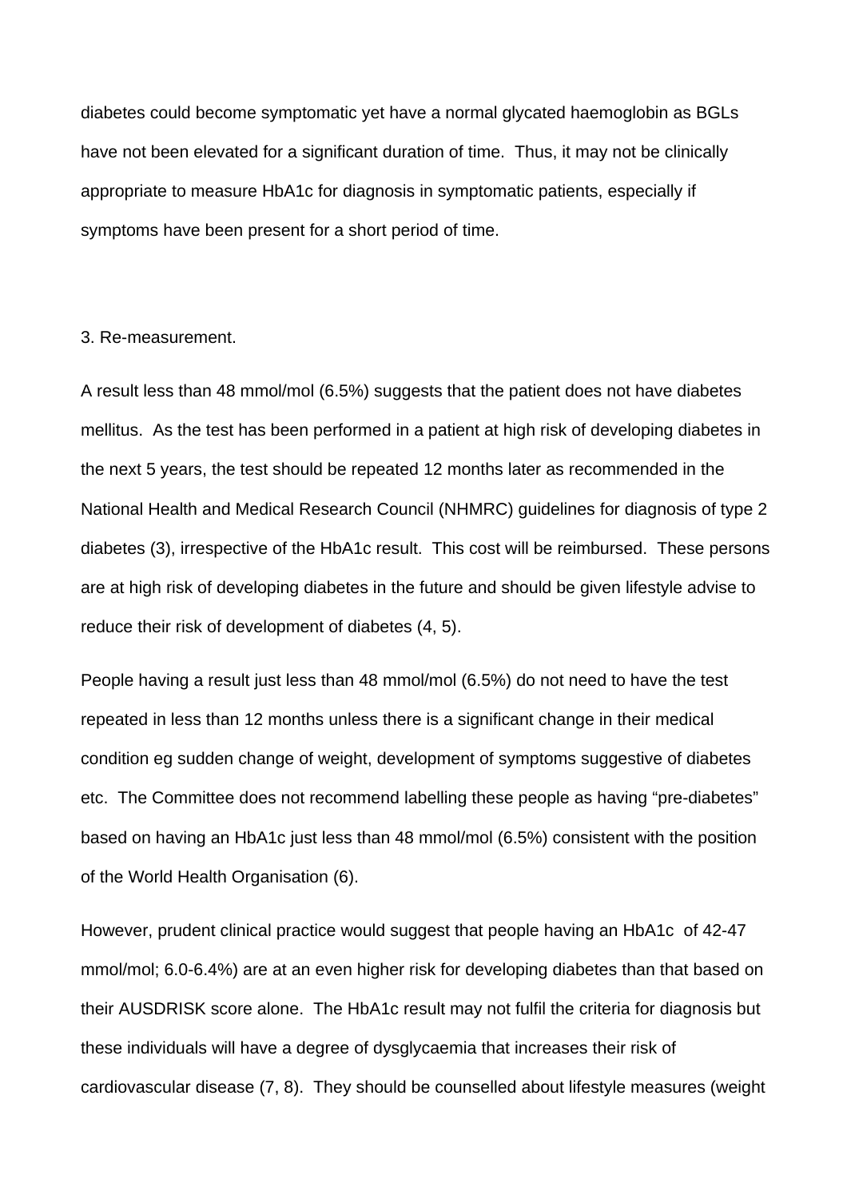diabetes could become symptomatic yet have a normal glycated haemoglobin as BGLs have not been elevated for a significant duration of time. Thus, it may not be clinically appropriate to measure HbA1c for diagnosis in symptomatic patients, especially if symptoms have been present for a short period of time.

3. Re-measurement.

A result less than 48 mmol/mol (6.5%) suggests that the patient does not have diabetes mellitus. As the test has been performed in a patient at high risk of developing diabetes in the next 5 years, the test should be repeated 12 months later as recommended in the National Health and Medical Research Council (NHMRC) guidelines for diagnosis of type 2 diabetes (3), irrespective of the HbA1c result. This cost will be reimbursed. These persons are at high risk of developing diabetes in the future and should be given lifestyle advise to reduce their risk of development of diabetes (4, 5).

People having a result just less than 48 mmol/mol (6.5%) do not need to have the test repeated in less than 12 months unless there is a significant change in their medical condition eg sudden change of weight, development of symptoms suggestive of diabetes etc. The Committee does not recommend labelling these people as having "pre-diabetes" based on having an HbA1c just less than 48 mmol/mol (6.5%) consistent with the position of the World Health Organisation (6).

However, prudent clinical practice would suggest that people having an HbA1c of 42-47 mmol/mol; 6.0-6.4%) are at an even higher risk for developing diabetes than that based on their AUSDRISK score alone. The HbA1c result may not fulfil the criteria for diagnosis but these individuals will have a degree of dysglycaemia that increases their risk of cardiovascular disease (7, 8). They should be counselled about lifestyle measures (weight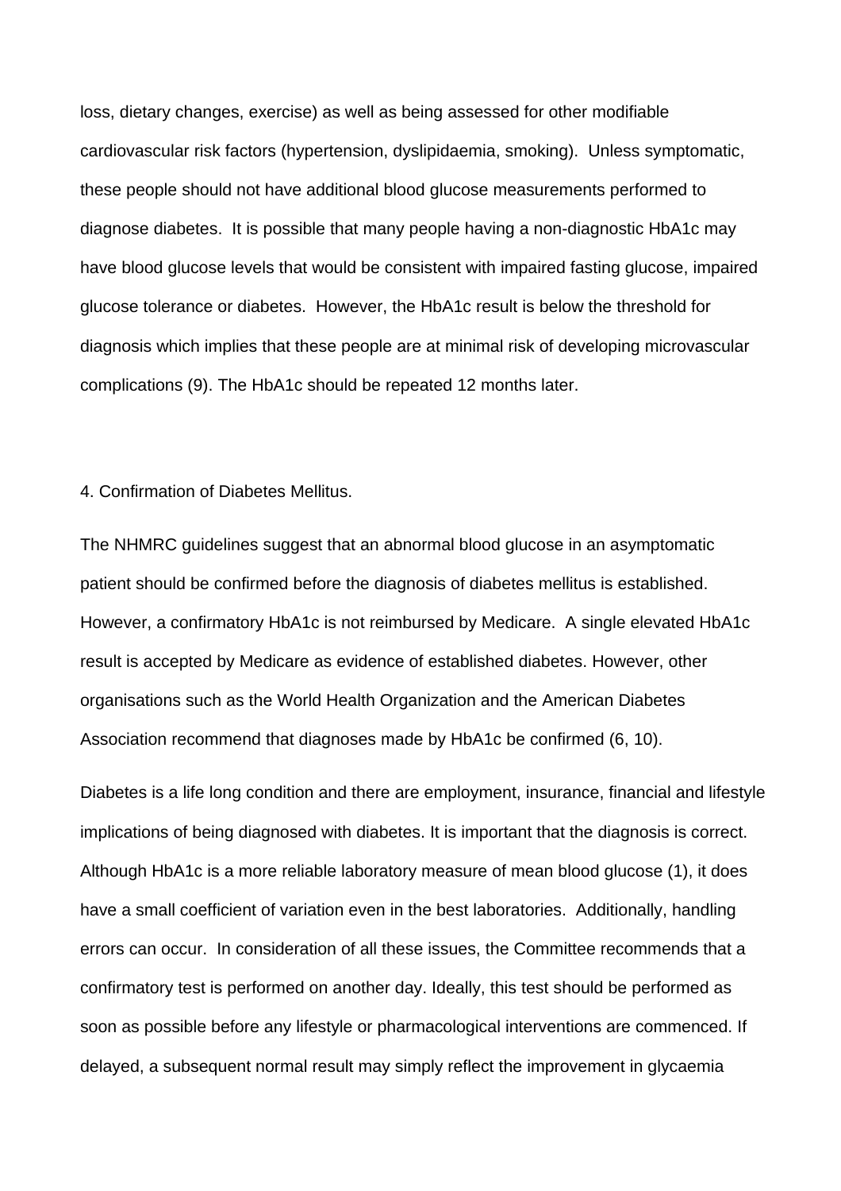loss, dietary changes, exercise) as well as being assessed for other modifiable cardiovascular risk factors (hypertension, dyslipidaemia, smoking). Unless symptomatic, these people should not have additional blood glucose measurements performed to diagnose diabetes. It is possible that many people having a non-diagnostic HbA1c may have blood glucose levels that would be consistent with impaired fasting glucose, impaired glucose tolerance or diabetes. However, the HbA1c result is below the threshold for diagnosis which implies that these people are at minimal risk of developing microvascular complications (9). The HbA1c should be repeated 12 months later.

## 4. Confirmation of Diabetes Mellitus.

The NHMRC guidelines suggest that an abnormal blood glucose in an asymptomatic patient should be confirmed before the diagnosis of diabetes mellitus is established. However, a confirmatory HbA1c is not reimbursed by Medicare. A single elevated HbA1c result is accepted by Medicare as evidence of established diabetes. However, other organisations such as the World Health Organization and the American Diabetes Association recommend that diagnoses made by HbA1c be confirmed (6, 10).

Diabetes is a life long condition and there are employment, insurance, financial and lifestyle implications of being diagnosed with diabetes. It is important that the diagnosis is correct. Although HbA1c is a more reliable laboratory measure of mean blood glucose (1), it does have a small coefficient of variation even in the best laboratories. Additionally, handling errors can occur. In consideration of all these issues, the Committee recommends that a confirmatory test is performed on another day. Ideally, this test should be performed as soon as possible before any lifestyle or pharmacological interventions are commenced. If delayed, a subsequent normal result may simply reflect the improvement in glycaemia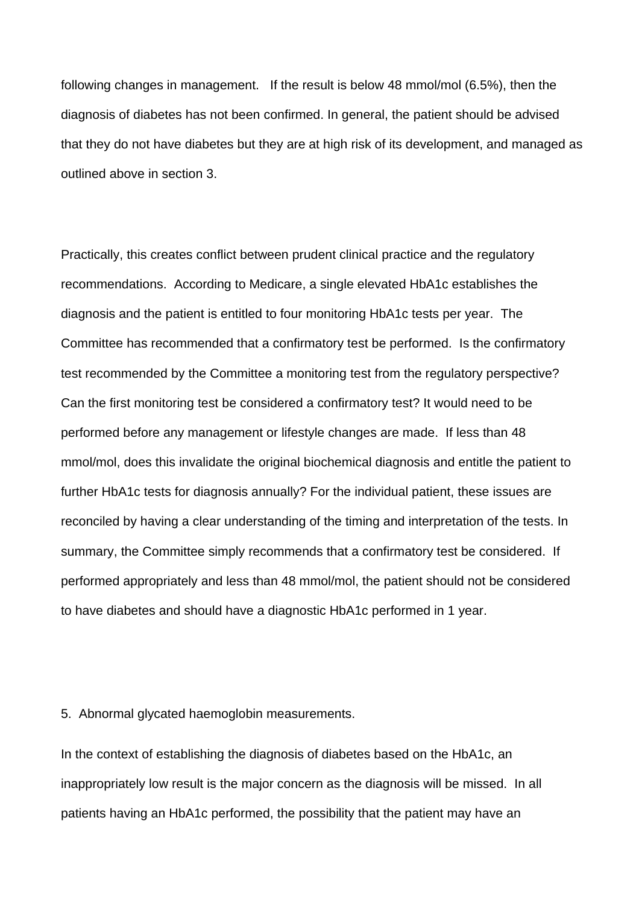following changes in management. If the result is below 48 mmol/mol (6.5%), then the diagnosis of diabetes has not been confirmed. In general, the patient should be advised that they do not have diabetes but they are at high risk of its development, and managed as outlined above in section 3.

Practically, this creates conflict between prudent clinical practice and the regulatory recommendations. According to Medicare, a single elevated HbA1c establishes the diagnosis and the patient is entitled to four monitoring HbA1c tests per year. The Committee has recommended that a confirmatory test be performed. Is the confirmatory test recommended by the Committee a monitoring test from the regulatory perspective? Can the first monitoring test be considered a confirmatory test? It would need to be performed before any management or lifestyle changes are made. If less than 48 mmol/mol, does this invalidate the original biochemical diagnosis and entitle the patient to further HbA1c tests for diagnosis annually? For the individual patient, these issues are reconciled by having a clear understanding of the timing and interpretation of the tests. In summary, the Committee simply recommends that a confirmatory test be considered. If performed appropriately and less than 48 mmol/mol, the patient should not be considered to have diabetes and should have a diagnostic HbA1c performed in 1 year.

## 5. Abnormal glycated haemoglobin measurements.

In the context of establishing the diagnosis of diabetes based on the HbA1c, an inappropriately low result is the major concern as the diagnosis will be missed. In all patients having an HbA1c performed, the possibility that the patient may have an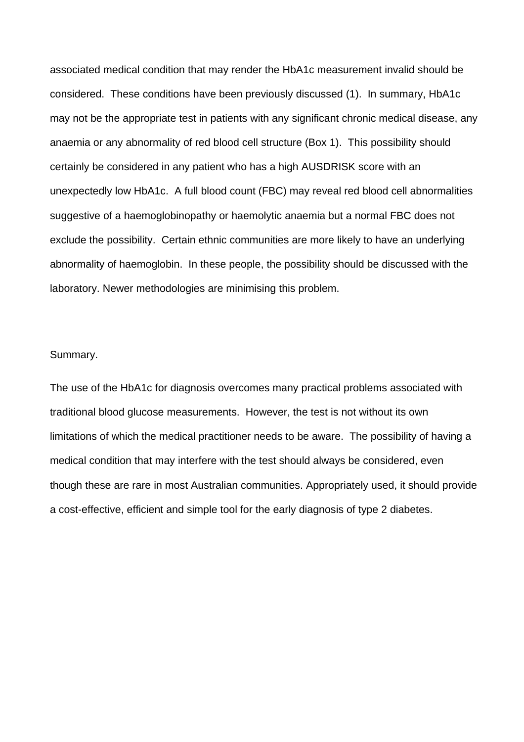associated medical condition that may render the HbA1c measurement invalid should be considered. These conditions have been previously discussed (1). In summary, HbA1c may not be the appropriate test in patients with any significant chronic medical disease, any anaemia or any abnormality of red blood cell structure (Box 1). This possibility should certainly be considered in any patient who has a high AUSDRISK score with an unexpectedly low HbA1c. A full blood count (FBC) may reveal red blood cell abnormalities suggestive of a haemoglobinopathy or haemolytic anaemia but a normal FBC does not exclude the possibility. Certain ethnic communities are more likely to have an underlying abnormality of haemoglobin. In these people, the possibility should be discussed with the laboratory. Newer methodologies are minimising this problem.

## Summary.

The use of the HbA1c for diagnosis overcomes many practical problems associated with traditional blood glucose measurements. However, the test is not without its own limitations of which the medical practitioner needs to be aware. The possibility of having a medical condition that may interfere with the test should always be considered, even though these are rare in most Australian communities. Appropriately used, it should provide a cost-effective, efficient and simple tool for the early diagnosis of type 2 diabetes.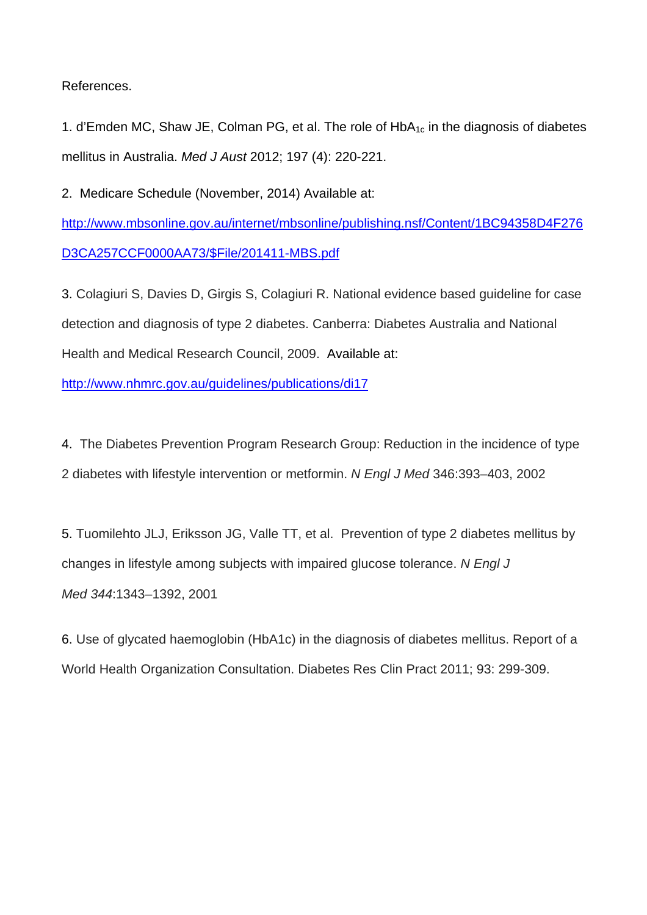References.

1. d'Emden MC, Shaw JE, Colman PG, et al. The role of $HbA_{1c}$ in the diagnosis of diabetes mellitus in Australia. *Med J Aust* 2012; 197 (4): 220-221.

2. Medicare Schedule (November, 2014) Available at: http://www.mbsonline.gov.au/internet/mbsonline/publishing.nsf/Content/1BC94358D4F276D3CA257CCF0000AA73/$File/201411-MBS.pdf

3. Colagiuri S, Davies D, Girgis S, Colagiuri R. National evidence based guideline for case detection and diagnosis of type 2 diabetes. Canberra: Diabetes Australia and National Health and Medical Research Council, 2009. Available at: http://www.nhmrc.gov.au/guidelines/publications/di17

4. The Diabetes Prevention Program Research Group: Reduction in the incidence of type 2 diabetes with lifestyle intervention or metformin. *N Engl J Med* 346:393–403, 2002

5. Tuomilehto JLJ, Eriksson JG, Valle TT, et al. Prevention of type 2 diabetes mellitus by changes in lifestyle among subjects with impaired glucose tolerance. *N Engl J Med 344*:1343–1392, 2001

6. Use of glycated haemoglobin (HbA1c) in the diagnosis of diabetes mellitus. Report of a World Health Organization Consultation. Diabetes Res Clin Pract 2011; 93: 299-309.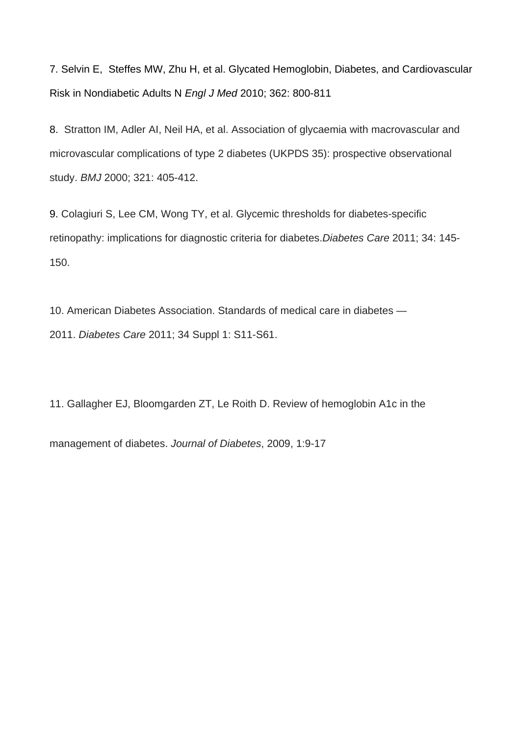7. Selvin E, Steffes MW, Zhu H, et al. Glycated Hemoglobin, Diabetes, and Cardiovascular Risk in Nondiabetic Adults N *Engl J Med* 2010; 362: 800-811

8. Stratton IM, Adler AI, Neil HA, et al. Association of glycaemia with macrovascular and microvascular complications of type 2 diabetes (UKPDS 35): prospective observational study. *BMJ* 2000; 321: 405-412.

9. Colagiuri S, Lee CM, Wong TY, et al. Glycemic thresholds for diabetes-specific retinopathy: implications for diagnostic criteria for diabetes.*Diabetes Care* 2011; 34: 145-150.

10. American Diabetes Association. Standards of medical care in diabetes — 2011. *Diabetes Care* 2011; 34 Suppl 1: S11-S61.

11. Gallagher EJ, Bloomgarden ZT, Le Roith D. Review of hemoglobin A1c in the management of diabetes. *Journal of Diabetes*, 2009, 1:9-17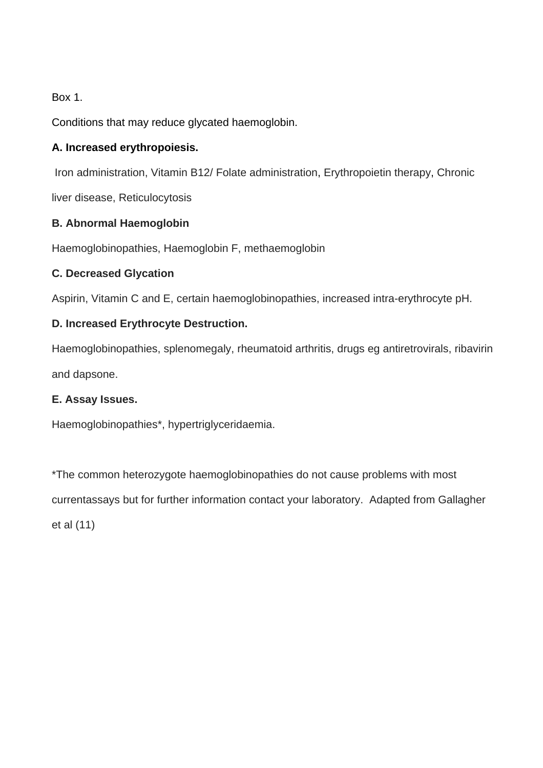Box 1.

Conditions that may reduce glycated haemoglobin.

**A. Increased erythropoiesis.**

Iron administration, Vitamin B12/ Folate administration, Erythropoietin therapy, Chronic liver disease, Reticulocytosis

**B. Abnormal Haemoglobin**

Haemoglobinopathies, Haemoglobin F, methaemoglobin

**C. Decreased Glycation**

Aspirin, Vitamin C and E, certain haemoglobinopathies, increased intra-erythrocyte pH.

**D. Increased Erythrocyte Destruction.**

Haemoglobinopathies, splenomegaly, rheumatoid arthritis, drugs eg antiretrovirals, ribavirin and dapsone.

**E. Assay Issues.**

Haemoglobinopathies*, hypertriglyceridaemia.

*The common heterozygote haemoglobinopathies do not cause problems with most currentassays but for further information contact your laboratory. Adapted from Gallagher et al (11)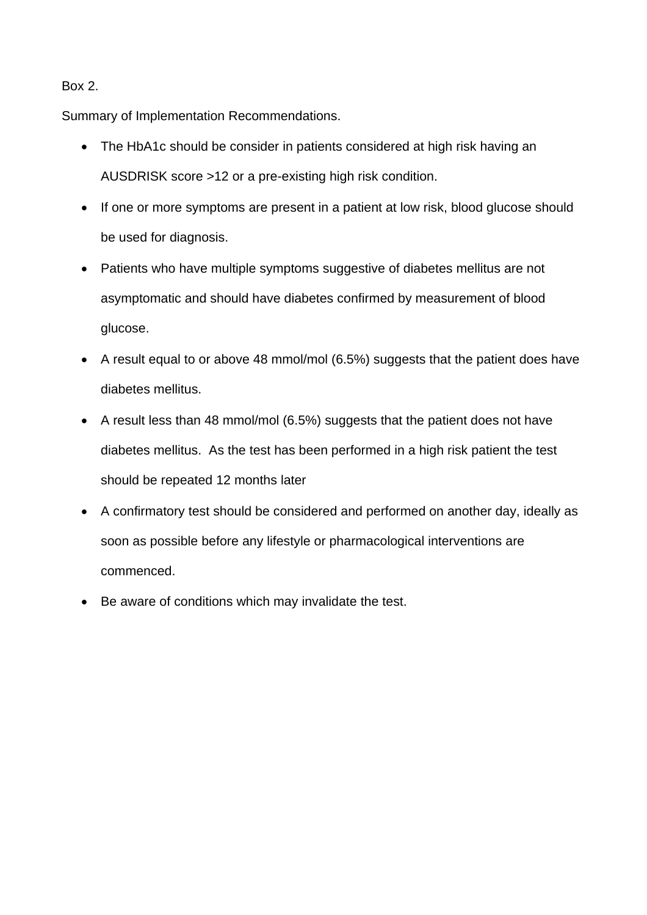Box 2.

Summary of Implementation Recommendations.

- The HbA1c should be consider in patients considered at high risk having an AUSDRISK score >12 or a pre-existing high risk condition.
- If one or more symptoms are present in a patient at low risk, blood glucose should be used for diagnosis.
- Patients who have multiple symptoms suggestive of diabetes mellitus are not asymptomatic and should have diabetes confirmed by measurement of blood glucose.
- A result equal to or above 48 mmol/mol (6.5%) suggests that the patient does have diabetes mellitus.
- A result less than 48 mmol/mol (6.5%) suggests that the patient does not have diabetes mellitus. As the test has been performed in a high risk patient the test should be repeated 12 months later
- A confirmatory test should be considered and performed on another day, ideally as soon as possible before any lifestyle or pharmacological interventions are commenced.
- Be aware of conditions which may invalidate the test.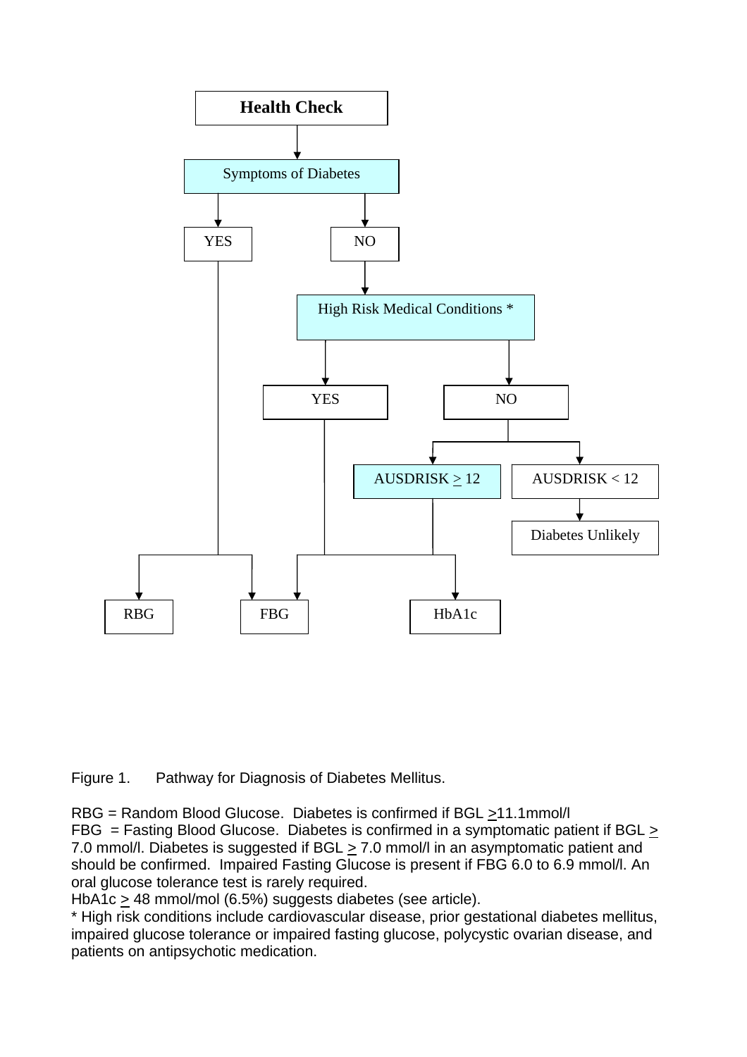Health Check

Symptoms of Diabetes

YES

NO

High Risk Medical Conditions *

YES

NO

AUSDRISK $\geq$ 12

AUSDRISK < 12

Diabetes Unlikely

RBG

FBG

HbA1c

Figure 1. Pathway for Diagnosis of Diabetes Mellitus.

RBG = Random Blood Glucose. Diabetes is confirmed if BGL $\geq$11.1mmol/l
FBG = Fasting Blood Glucose. Diabetes is confirmed in a symptomatic patient if BGL $\geq$ 7.0 mmol/l. Diabetes is suggested if BGL $\geq$ 7.0 mmol/l in an asymptomatic patient and should be confirmed. Impaired Fasting Glucose is present if FBG 6.0 to 6.9 mmol/l. An oral glucose tolerance test is rarely required.
HbA1c $\geq$ 48 mmol/mol (6.5%) suggests diabetes (see article).
* High risk conditions include cardiovascular disease, prior gestational diabetes mellitus, impaired glucose tolerance or impaired fasting glucose, polycystic ovarian disease, and patients on antipsychotic medication.